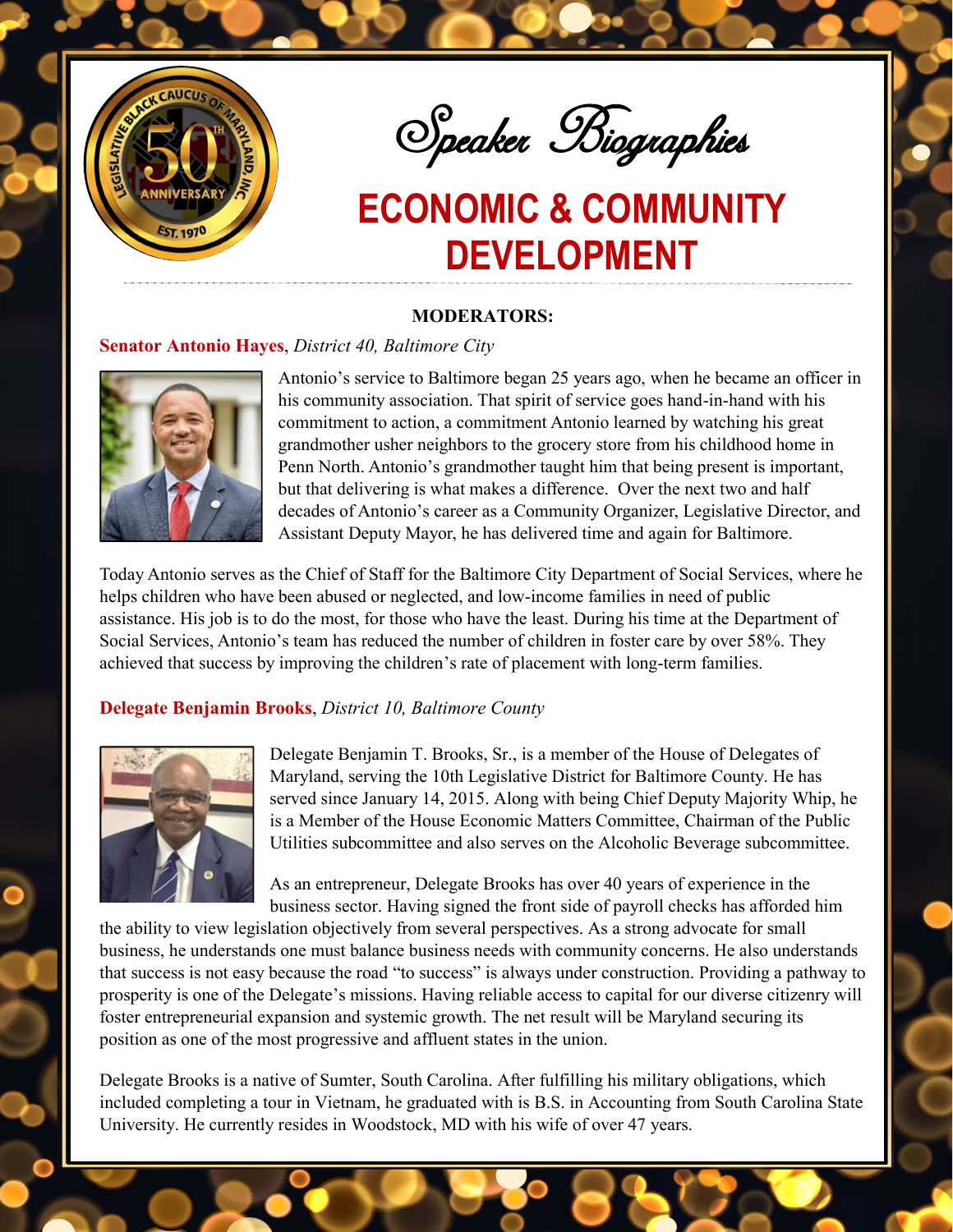# Speaker Biographies

## ECONOMIC & COMMUNITY DEVELOPMENT

**MODERATORS:**

**Senator Antonio Hayes**, *District 40, Baltimore City*

Antonio's service to Baltimore began 25 years ago, when he became an officer in his community association. That spirit of service goes hand-in-hand with his commitment to action, a commitment Antonio learned by watching his great grandmother usher neighbors to the grocery store from his childhood home in Penn North. Antonio's grandmother taught him that being present is important, but that delivering is what makes a difference. Over the next two and half decades of Antonio's career as a Community Organizer, Legislative Director, and Assistant Deputy Mayor, he has delivered time and again for Baltimore.

Today Antonio serves as the Chief of Staff for the Baltimore City Department of Social Services, where he helps children who have been abused or neglected, and low-income families in need of public assistance. His job is to do the most, for those who have the least. During his time at the Department of Social Services, Antonio's team has reduced the number of children in foster care by over 58%. They achieved that success by improving the children's rate of placement with long-term families.

**Delegate Benjamin Brooks**, *District 10, Baltimore County*

Delegate Benjamin T. Brooks, Sr., is a member of the House of Delegates of Maryland, serving the 10th Legislative District for Baltimore County. He has served since January 14, 2015. Along with being Chief Deputy Majority Whip, he is a Member of the House Economic Matters Committee, Chairman of the Public Utilities subcommittee and also serves on the Alcoholic Beverage subcommittee.

As an entrepreneur, Delegate Brooks has over 40 years of experience in the business sector. Having signed the front side of payroll checks has afforded him the ability to view legislation objectively from several perspectives. As a strong advocate for small business, he understands one must balance business needs with community concerns. He also understands that success is not easy because the road "to success" is always under construction. Providing a pathway to prosperity is one of the Delegate's missions. Having reliable access to capital for our diverse citizenry will foster entrepreneurial expansion and systemic growth. The net result will be Maryland securing its position as one of the most progressive and affluent states in the union.

Delegate Brooks is a native of Sumter, South Carolina. After fulfilling his military obligations, which included completing a tour in Vietnam, he graduated with is B.S. in Accounting from South Carolina State University. He currently resides in Woodstock, MD with his wife of over 47 years.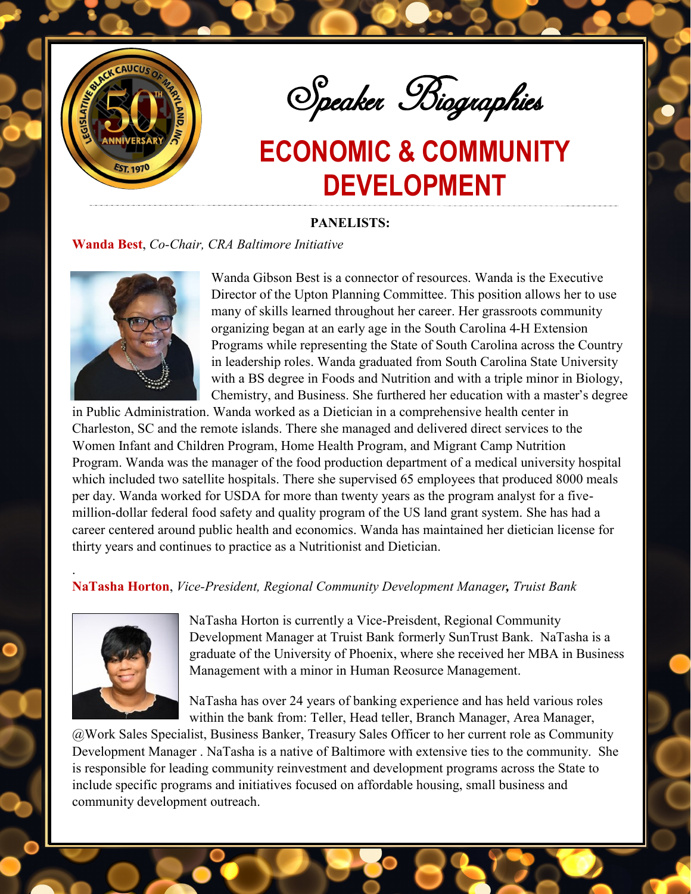# Speaker Biographies

## ECONOMIC & COMMUNITY DEVELOPMENT

**PANELISTS:**

**Wanda Best**, *Co-Chair, CRA Baltimore Initiative*

Wanda Gibson Best is a connector of resources. Wanda is the Executive Director of the Upton Planning Committee. This position allows her to use many of skills learned throughout her career. Her grassroots community organizing began at an early age in the South Carolina 4-H Extension Programs while representing the State of South Carolina across the Country in leadership roles. Wanda graduated from South Carolina State University with a BS degree in Foods and Nutrition and with a triple minor in Biology, Chemistry, and Business. She furthered her education with a master's degree in Public Administration. Wanda worked as a Dietician in a comprehensive health center in Charleston, SC and the remote islands. There she managed and delivered direct services to the Women Infant and Children Program, Home Health Program, and Migrant Camp Nutrition Program. Wanda was the manager of the food production department of a medical university hospital which included two satellite hospitals. There she supervised 65 employees that produced 8000 meals per day. Wanda worked for USDA for more than twenty years as the program analyst for a five-million-dollar federal food safety and quality program of the US land grant system. She has had a career centered around public health and economics. Wanda has maintained her dietician license for thirty years and continues to practice as a Nutritionist and Dietician.

.

**NaTasha Horton**, *Vice-President, Regional Community Development Manager, Truist Bank*

NaTasha Horton is currently a Vice-Preisdent, Regional Community Development Manager at Truist Bank formerly SunTrust Bank. NaTasha is a graduate of the University of Phoenix, where she received her MBA in Business Management with a minor in Human Reosurce Management.

NaTasha has over 24 years of banking experience and has held various roles within the bank from: Teller, Head teller, Branch Manager, Area Manager, @Work Sales Specialist, Business Banker, Treasury Sales Officer to her current role as Community Development Manager . NaTasha is a native of Baltimore with extensive ties to the community. She is responsible for leading community reinvestment and development programs across the State to include specific programs and initiatives focused on affordable housing, small business and community development outreach.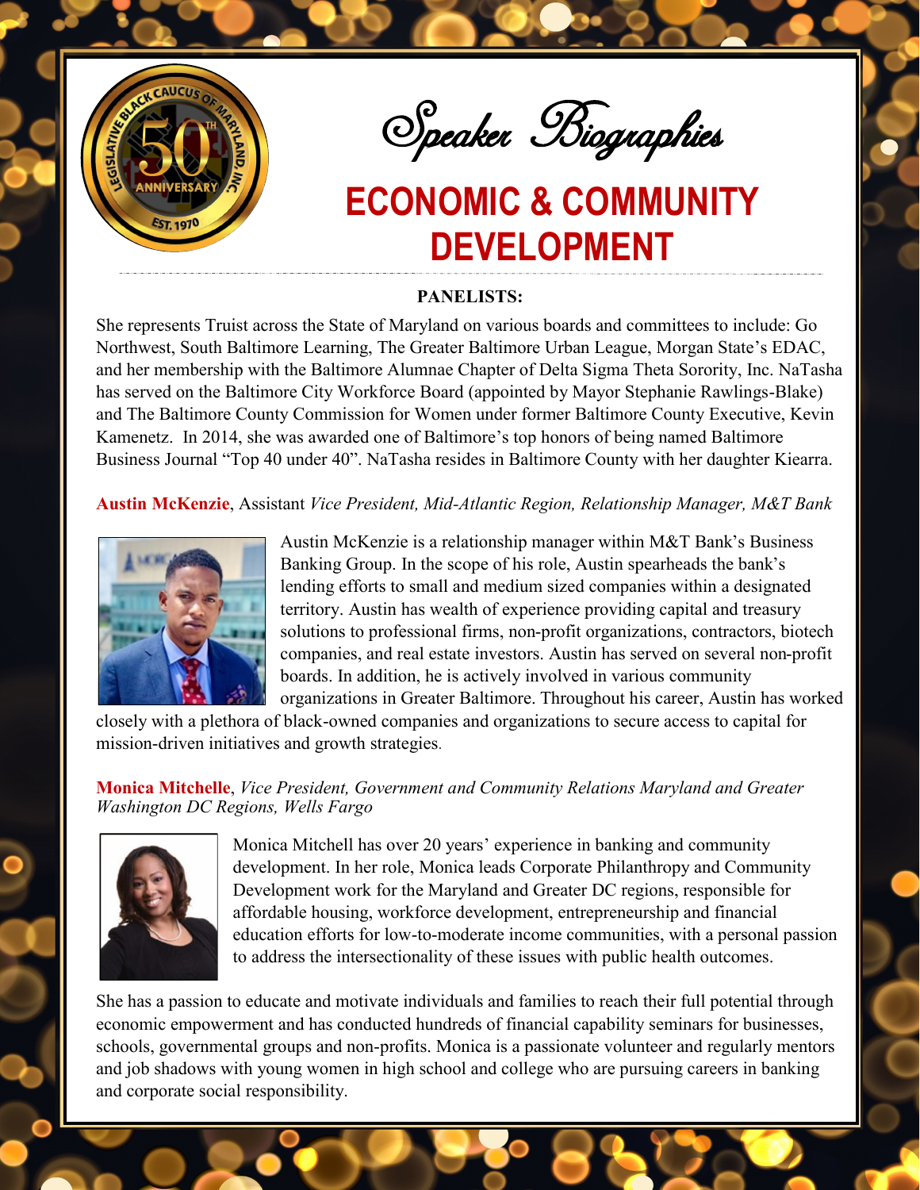# Speaker Biographies

## ECONOMIC & COMMUNITY DEVELOPMENT

**PANELISTS:**

She represents Truist across the State of Maryland on various boards and committees to include: Go Northwest, South Baltimore Learning, The Greater Baltimore Urban League, Morgan State's EDAC, and her membership with the Baltimore Alumnae Chapter of Delta Sigma Theta Sorority, Inc. NaTasha has served on the Baltimore City Workforce Board (appointed by Mayor Stephanie Rawlings-Blake) and The Baltimore County Commission for Women under former Baltimore County Executive, Kevin Kamenetz. In 2014, she was awarded one of Baltimore's top honors of being named Baltimore Business Journal "Top 40 under 40". NaTasha resides in Baltimore County with her daughter Kiearra.

**Austin McKenzie**, Assistant *Vice President, Mid-Atlantic Region, Relationship Manager, M&T Bank*

Austin McKenzie is a relationship manager within M&T Bank's Business Banking Group. In the scope of his role, Austin spearheads the bank's lending efforts to small and medium sized companies within a designated territory. Austin has wealth of experience providing capital and treasury solutions to professional firms, non-profit organizations, contractors, biotech companies, and real estate investors. Austin has served on several non-profit boards. In addition, he is actively involved in various community organizations in Greater Baltimore. Throughout his career, Austin has worked closely with a plethora of black-owned companies and organizations to secure access to capital for mission-driven initiatives and growth strategies.

**Monica Mitchelle**, *Vice President, Government and Community Relations Maryland and Greater Washington DC Regions, Wells Fargo*

Monica Mitchell has over 20 years' experience in banking and community development. In her role, Monica leads Corporate Philanthropy and Community Development work for the Maryland and Greater DC regions, responsible for affordable housing, workforce development, entrepreneurship and financial education efforts for low-to-moderate income communities, with a personal passion to address the intersectionality of these issues with public health outcomes.

She has a passion to educate and motivate individuals and families to reach their full potential through economic empowerment and has conducted hundreds of financial capability seminars for businesses, schools, governmental groups and non-profits. Monica is a passionate volunteer and regularly mentors and job shadows with young women in high school and college who are pursuing careers in banking and corporate social responsibility.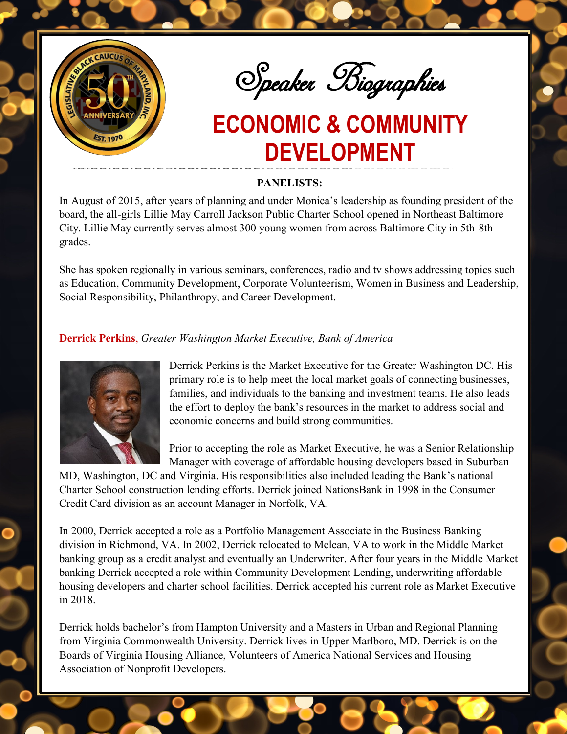# Speaker Biographies

## ECONOMIC & COMMUNITY DEVELOPMENT

**PANELISTS:**

In August of 2015, after years of planning and under Monica's leadership as founding president of the board, the all-girls Lillie May Carroll Jackson Public Charter School opened in Northeast Baltimore City. Lillie May currently serves almost 300 young women from across Baltimore City in 5th-8th grades.

She has spoken regionally in various seminars, conferences, radio and tv shows addressing topics such as Education, Community Development, Corporate Volunteerism, Women in Business and Leadership, Social Responsibility, Philanthropy, and Career Development.

**Derrick Perkins**, *Greater Washington Market Executive, Bank of America*

Derrick Perkins is the Market Executive for the Greater Washington DC. His primary role is to help meet the local market goals of connecting businesses, families, and individuals to the banking and investment teams. He also leads the effort to deploy the bank's resources in the market to address social and economic concerns and build strong communities.

Prior to accepting the role as Market Executive, he was a Senior Relationship Manager with coverage of affordable housing developers based in Suburban MD, Washington, DC and Virginia. His responsibilities also included leading the Bank's national Charter School construction lending efforts. Derrick joined NationsBank in 1998 in the Consumer Credit Card division as an account Manager in Norfolk, VA.

In 2000, Derrick accepted a role as a Portfolio Management Associate in the Business Banking division in Richmond, VA. In 2002, Derrick relocated to Mclean, VA to work in the Middle Market banking group as a credit analyst and eventually an Underwriter. After four years in the Middle Market banking Derrick accepted a role within Community Development Lending, underwriting affordable housing developers and charter school facilities. Derrick accepted his current role as Market Executive in 2018.

Derrick holds bachelor's from Hampton University and a Masters in Urban and Regional Planning from Virginia Commonwealth University. Derrick lives in Upper Marlboro, MD. Derrick is on the Boards of Virginia Housing Alliance, Volunteers of America National Services and Housing Association of Nonprofit Developers.